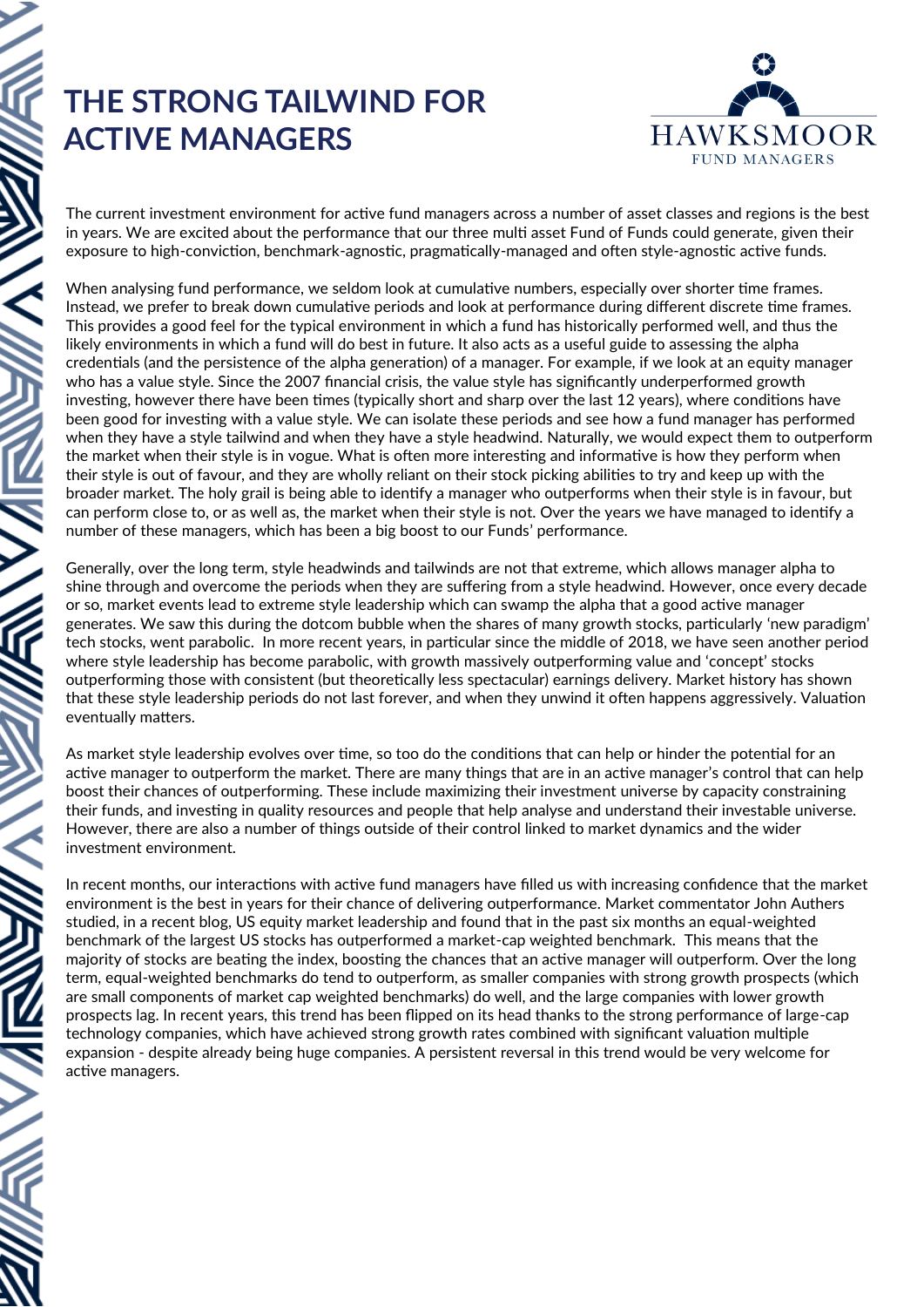# THE STRONG TAILWIND FOR ACTIVE MANAGERS

HAWKSMOOR
FUND MANAGERS

The current investment environment for active fund managers across a number of asset classes and regions is the best in years. We are excited about the performance that our three multi asset Fund of Funds could generate, given their exposure to high-conviction, benchmark-agnostic, pragmatically-managed and often style-agnostic active funds.

When analysing fund performance, we seldom look at cumulative numbers, especially over shorter time frames. Instead, we prefer to break down cumulative periods and look at performance during different discrete time frames. This provides a good feel for the typical environment in which a fund has historically performed well, and thus the likely environments in which a fund will do best in future. It also acts as a useful guide to assessing the alpha credentials (and the persistence of the alpha generation) of a manager. For example, if we look at an equity manager who has a value style. Since the 2007 financial crisis, the value style has significantly underperformed growth investing, however there have been times (typically short and sharp over the last 12 years), where conditions have been good for investing with a value style. We can isolate these periods and see how a fund manager has performed when they have a style tailwind and when they have a style headwind. Naturally, we would expect them to outperform the market when their style is in vogue. What is often more interesting and informative is how they perform when their style is out of favour, and they are wholly reliant on their stock picking abilities to try and keep up with the broader market. The holy grail is being able to identify a manager who outperforms when their style is in favour, but can perform close to, or as well as, the market when their style is not. Over the years we have managed to identify a number of these managers, which has been a big boost to our Funds' performance.

Generally, over the long term, style headwinds and tailwinds are not that extreme, which allows manager alpha to shine through and overcome the periods when they are suffering from a style headwind. However, once every decade or so, market events lead to extreme style leadership which can swamp the alpha that a good active manager generates. We saw this during the dotcom bubble when the shares of many growth stocks, particularly 'new paradigm' tech stocks, went parabolic. In more recent years, in particular since the middle of 2018, we have seen another period where style leadership has become parabolic, with growth massively outperforming value and 'concept' stocks outperforming those with consistent (but theoretically less spectacular) earnings delivery. Market history has shown that these style leadership periods do not last forever, and when they unwind it often happens aggressively. Valuation eventually matters.

As market style leadership evolves over time, so too do the conditions that can help or hinder the potential for an active manager to outperform the market. There are many things that are in an active manager's control that can help boost their chances of outperforming. These include maximizing their investment universe by capacity constraining their funds, and investing in quality resources and people that help analyse and understand their investable universe. However, there are also a number of things outside of their control linked to market dynamics and the wider investment environment.

In recent months, our interactions with active fund managers have filled us with increasing confidence that the market environment is the best in years for their chance of delivering outperformance. Market commentator John Authers studied, in a recent blog, US equity market leadership and found that in the past six months an equal-weighted benchmark of the largest US stocks has outperformed a market-cap weighted benchmark. This means that the majority of stocks are beating the index, boosting the chances that an active manager will outperform. Over the long term, equal-weighted benchmarks do tend to outperform, as smaller companies with strong growth prospects (which are small components of market cap weighted benchmarks) do well, and the large companies with lower growth prospects lag. In recent years, this trend has been flipped on its head thanks to the strong performance of large-cap technology companies, which have achieved strong growth rates combined with significant valuation multiple expansion - despite already being huge companies. A persistent reversal in this trend would be very welcome for active managers.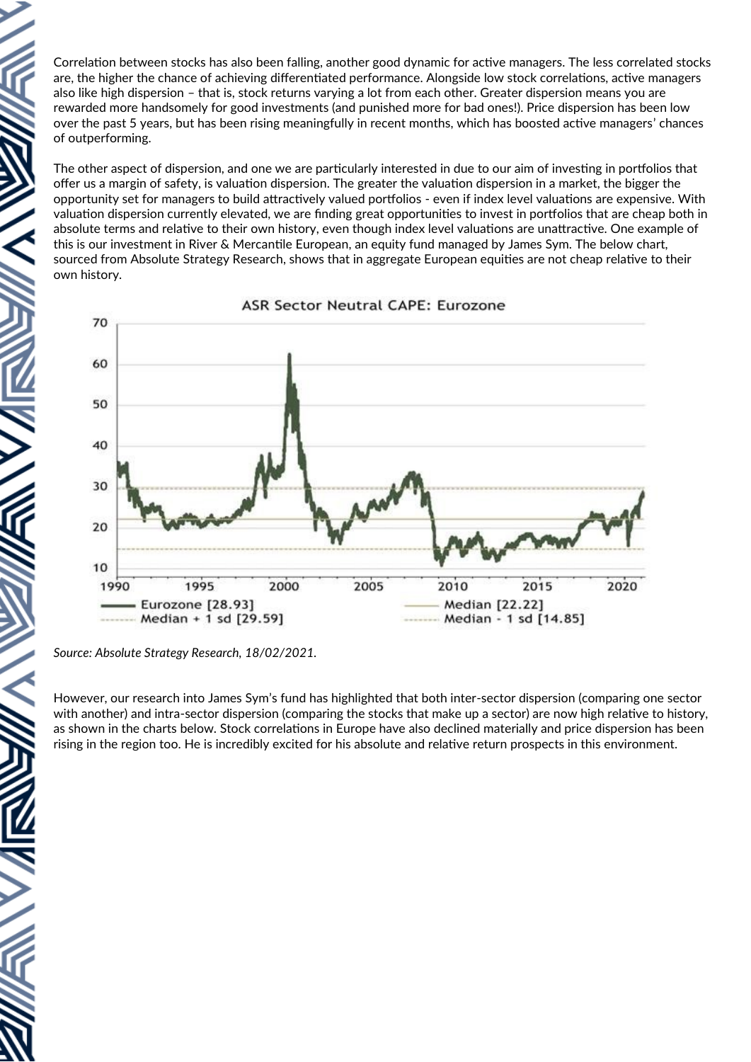Correlation between stocks has also been falling, another good dynamic for active managers. The less correlated stocks are, the higher the chance of achieving differentiated performance. Alongside low stock correlations, active managers also like high dispersion – that is, stock returns varying a lot from each other. Greater dispersion means you are rewarded more handsomely for good investments (and punished more for bad ones!). Price dispersion has been low over the past 5 years, but has been rising meaningfully in recent months, which has boosted active managers' chances of outperforming.

The other aspect of dispersion, and one we are particularly interested in due to our aim of investing in portfolios that offer us a margin of safety, is valuation dispersion. The greater the valuation dispersion in a market, the bigger the opportunity set for managers to build attractively valued portfolios - even if index level valuations are expensive. With valuation dispersion currently elevated, we are finding great opportunities to invest in portfolios that are cheap both in absolute terms and relative to their own history, even though index level valuations are unattractive. One example of this is our investment in River & Mercantile European, an equity fund managed by James Sym. The below chart, sourced from Absolute Strategy Research, shows that in aggregate European equities are not cheap relative to their own history.

ASR Sector Neutral CAPE: Eurozone

Eurozone [28.93] — Median [22.22] — Median + 1 sd [29.59] — Median - 1 sd [14.85]

*Source: Absolute Strategy Research, 18/02/2021.*

However, our research into James Sym's fund has highlighted that both inter-sector dispersion (comparing one sector with another) and intra-sector dispersion (comparing the stocks that make up a sector) are now high relative to history, as shown in the charts below. Stock correlations in Europe have also declined materially and price dispersion has been rising in the region too. He is incredibly excited for his absolute and relative return prospects in this environment.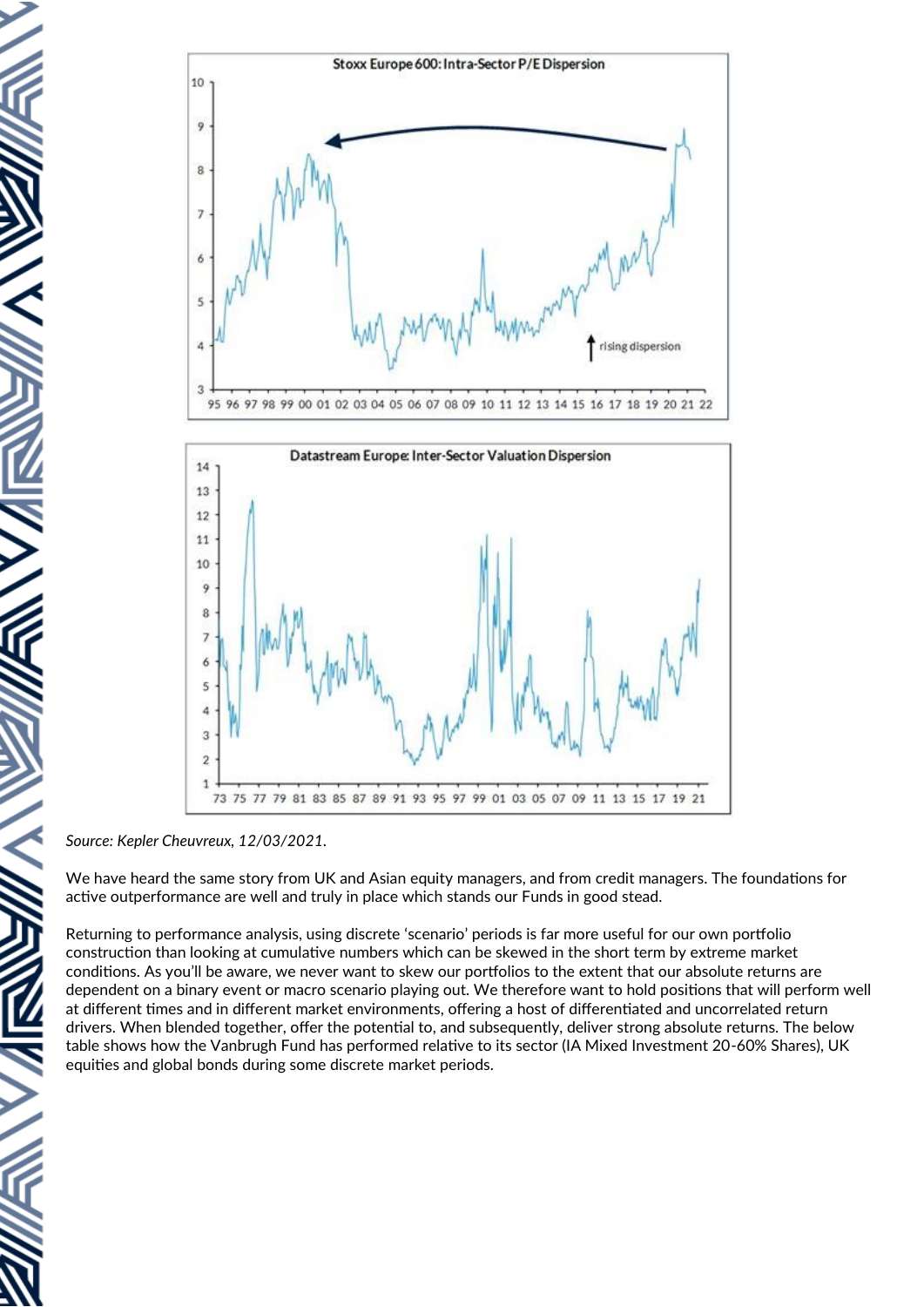*Source: Kepler Cheuvreux, 12/03/2021.*

We have heard the same story from UK and Asian equity managers, and from credit managers. The foundations for active outperformance are well and truly in place which stands our Funds in good stead.

Returning to performance analysis, using discrete 'scenario' periods is far more useful for our own portfolio construction than looking at cumulative numbers which can be skewed in the short term by extreme market conditions. As you'll be aware, we never want to skew our portfolios to the extent that our absolute returns are dependent on a binary event or macro scenario playing out. We therefore want to hold positions that will perform well at different times and in different market environments, offering a host of differentiated and uncorrelated return drivers. When blended together, offer the potential to, and subsequently, deliver strong absolute returns. The below table shows how the Vanbrugh Fund has performed relative to its sector (IA Mixed Investment 20-60% Shares), UK equities and global bonds during some discrete market periods.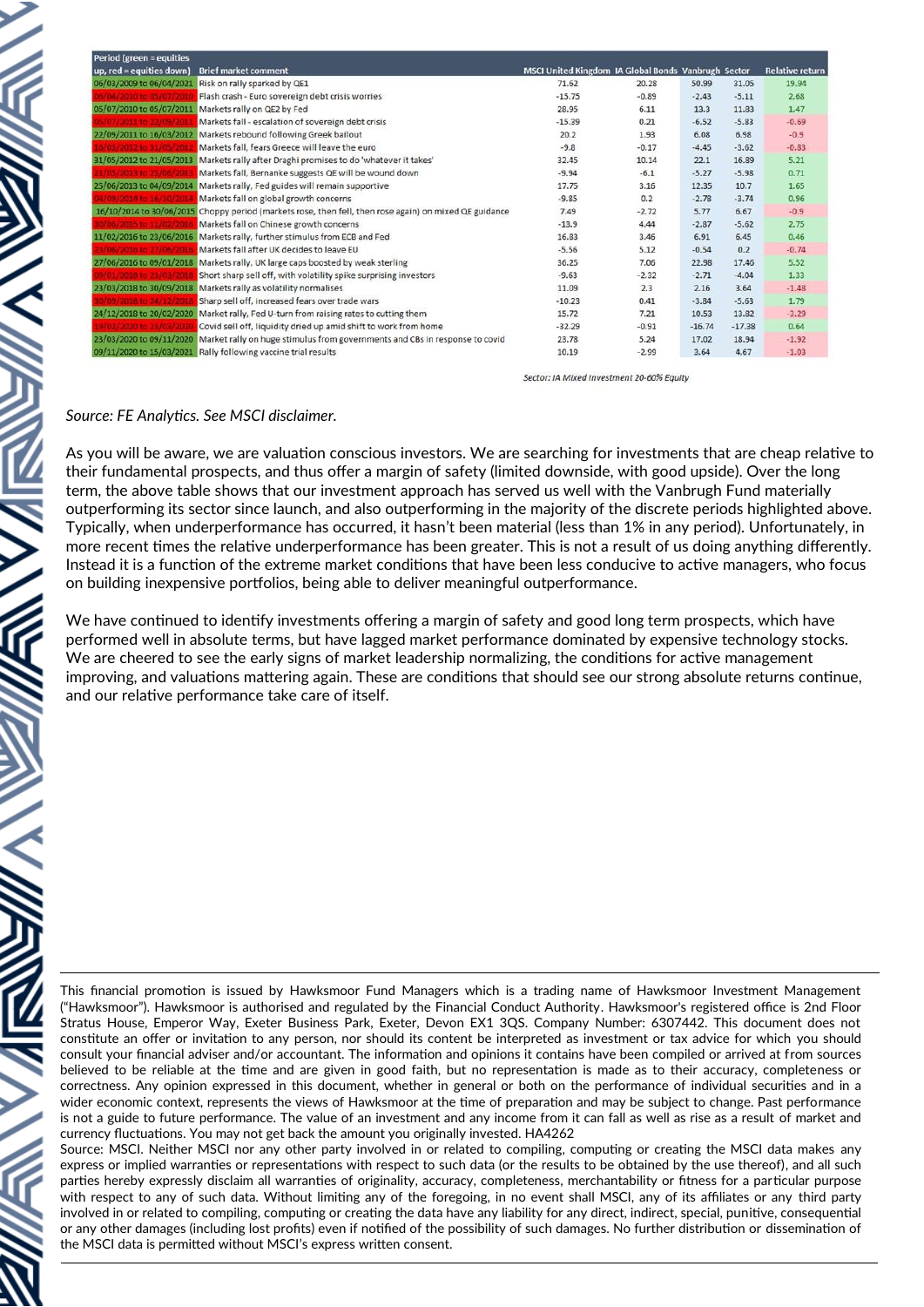| Period (green = equities up, red = equities down) | Brief market comment | MSCI United Kingdom | IA Global Bonds | Vanbrugh | Sector | Relative return |
|---|---|---|---|---|---|---|
| 06/03/2009 to 06/04/2010 | Risk on rally sparked by QE1 | 71.62 | 20.28 | 50.99 | 31.05 | 19.94 |
| 06/04/2010 to 05/07/2010 | Flash crash - Euro sovereign debt crisis worries | -15.75 | -0.89 | -2.43 | -5.11 | 2.68 |
| 05/07/2010 to 05/07/2011 | Markets rally on QE2 by Fed | 28.95 | 6.11 | 13.3 | 11.83 | 1.47 |
| 05/07/2011 to 22/09/2011 | Markets fall - escalation of sovereign debt crisis | -15.39 | 0.21 | -6.52 | -5.83 | -0.69 |
| 22/09/2011 to 16/03/2012 | Markets rebound following Greek bailout | 20.2 | 1.93 | 6.08 | 6.98 | -0.9 |
| 16/03/2012 to 31/05/2012 | Markets fall, fears Greece will leave the euro | -9.8 | -0.17 | -4.45 | -3.62 | -0.83 |
| 31/05/2012 to 21/05/2013 | Markets rally after Draghi promises to do 'whatever it takes' | 32.45 | 10.14 | 22.1 | 16.89 | 5.21 |
| 21/05/2013 to 25/06/2013 | Markets fall, Bernanke suggests QE will be wound down | -9.94 | -6.1 | -5.27 | -5.98 | 0.71 |
| 25/06/2013 to 04/09/2014 | Markets rally, Fed guides will remain supportive | 17.75 | 3.16 | 12.35 | 10.7 | 1.65 |
| 04/09/2014 to 16/10/2014 | Markets fall on global growth concerns | -9.85 | 0.2 | -2.78 | -3.74 | 0.96 |
| 16/10/2014 to 30/06/2015 | Choppy period (markets rose, then fell, then rose again) on mixed QE guidance | 7.49 | -2.72 | 5.77 | 6.67 | -0.9 |
| 30/06/2015 to 11/02/2016 | Markets fall on Chinese growth concerns | -13.9 | 4.44 | -2.87 | -5.62 | 2.75 |
| 11/02/2016 to 23/06/2016 | Markets rally, further stimulus from ECB and Fed | 16.83 | 3.46 | 6.91 | 6.45 | 0.46 |
| 23/06/2016 to 27/06/2016 | Markets fall after UK decides to leave EU | -5.56 | 5.12 | -0.54 | 0.2 | -0.74 |
| 27/06/2016 to 09/01/2018 | Markets rally, UK large caps boosted by weak sterling | 36.25 | 7.06 | 22.98 | 17.46 | 5.52 |
| 09/01/2018 to 23/03/2018 | Short sharp sell off, with volatility spike surprising investors | -9.63 | -2.32 | -2.71 | -4.04 | 1.33 |
| 23/03/2018 to 30/09/2018 | Markets rally as volatility normalises | 11.09 | 2.3 | 2.16 | 3.64 | -1.48 |
| 30/09/2018 to 24/12/2018 | Sharp sell off, increased fears over trade wars | -10.23 | 0.41 | -3.84 | -5.63 | 1.79 |
| 24/12/2018 to 20/02/2020 | Market rally, Fed U-turn from raising rates to cutting them | 15.72 | 7.21 | 10.53 | 13.82 | -3.29 |
| 19/02/2020 to 23/03/2020 | Covid sell off, liquidity dried up amid shift to work from home | -32.29 | -0.91 | -16.74 | -17.38 | 0.64 |
| 23/03/2020 to 09/11/2020 | Market rally on huge stimulus from governments and CBs in response to covid | 23.78 | 5.24 | 17.02 | 18.94 | -1.92 |
| 09/11/2020 to 15/03/2021 | Rally following vaccine trial results | 10.19 | -2.99 | 3.64 | 4.67 | -1.03 |

Sector: IA Mixed Investment 20-60% Equity

*Source: FE Analytics. See MSCI disclaimer.*

As you will be aware, we are valuation conscious investors. We are searching for investments that are cheap relative to their fundamental prospects, and thus offer a margin of safety (limited downside, with good upside). Over the long term, the above table shows that our investment approach has served us well with the Vanbrugh Fund materially outperforming its sector since launch, and also outperforming in the majority of the discrete periods highlighted above. Typically, when underperformance has occurred, it hasn't been material (less than 1% in any period). Unfortunately, in more recent times the relative underperformance has been greater. This is not a result of us doing anything differently. Instead it is a function of the extreme market conditions that have been less conducive to active managers, who focus on building inexpensive portfolios, being able to deliver meaningful outperformance.

We have continued to identify investments offering a margin of safety and good long term prospects, which have performed well in absolute terms, but have lagged market performance dominated by expensive technology stocks. We are cheered to see the early signs of market leadership normalizing, the conditions for active management improving, and valuations mattering again. These are conditions that should see our strong absolute returns continue, and our relative performance take care of itself.

---

This financial promotion is issued by Hawksmoor Fund Managers which is a trading name of Hawksmoor Investment Management ("Hawksmoor"). Hawksmoor is authorised and regulated by the Financial Conduct Authority. Hawksmoor's registered office is 2nd Floor Stratus House, Emperor Way, Exeter Business Park, Exeter, Devon EX1 3QS. Company Number: 6307442. This document does not constitute an offer or invitation to any person, nor should its content be interpreted as investment or tax advice for which you should consult your financial adviser and/or accountant. The information and opinions it contains have been compiled or arrived at from sources believed to be reliable at the time and are given in good faith, but no representation is made as to their accuracy, completeness or correctness. Any opinion expressed in this document, whether in general or both on the performance of individual securities and in a wider economic context, represents the views of Hawksmoor at the time of preparation and may be subject to change. Past performance is not a guide to future performance. The value of an investment and any income from it can fall as well as rise as a result of market and currency fluctuations. You may not get back the amount you originally invested. HA4262

Source: MSCI. Neither MSCI nor any other party involved in or related to compiling, computing or creating the MSCI data makes any express or implied warranties or representations with respect to such data (or the results to be obtained by the use thereof), and all such parties hereby expressly disclaim all warranties of originality, accuracy, completeness, merchantability or fitness for a particular purpose with respect to any of such data. Without limiting any of the foregoing, in no event shall MSCI, any of its affiliates or any third party involved in or related to compiling, computing or creating the data have any liability for any direct, indirect, special, punitive, consequential or any other damages (including lost profits) even if notified of the possibility of such damages. No further distribution or dissemination of the MSCI data is permitted without MSCI's express written consent.